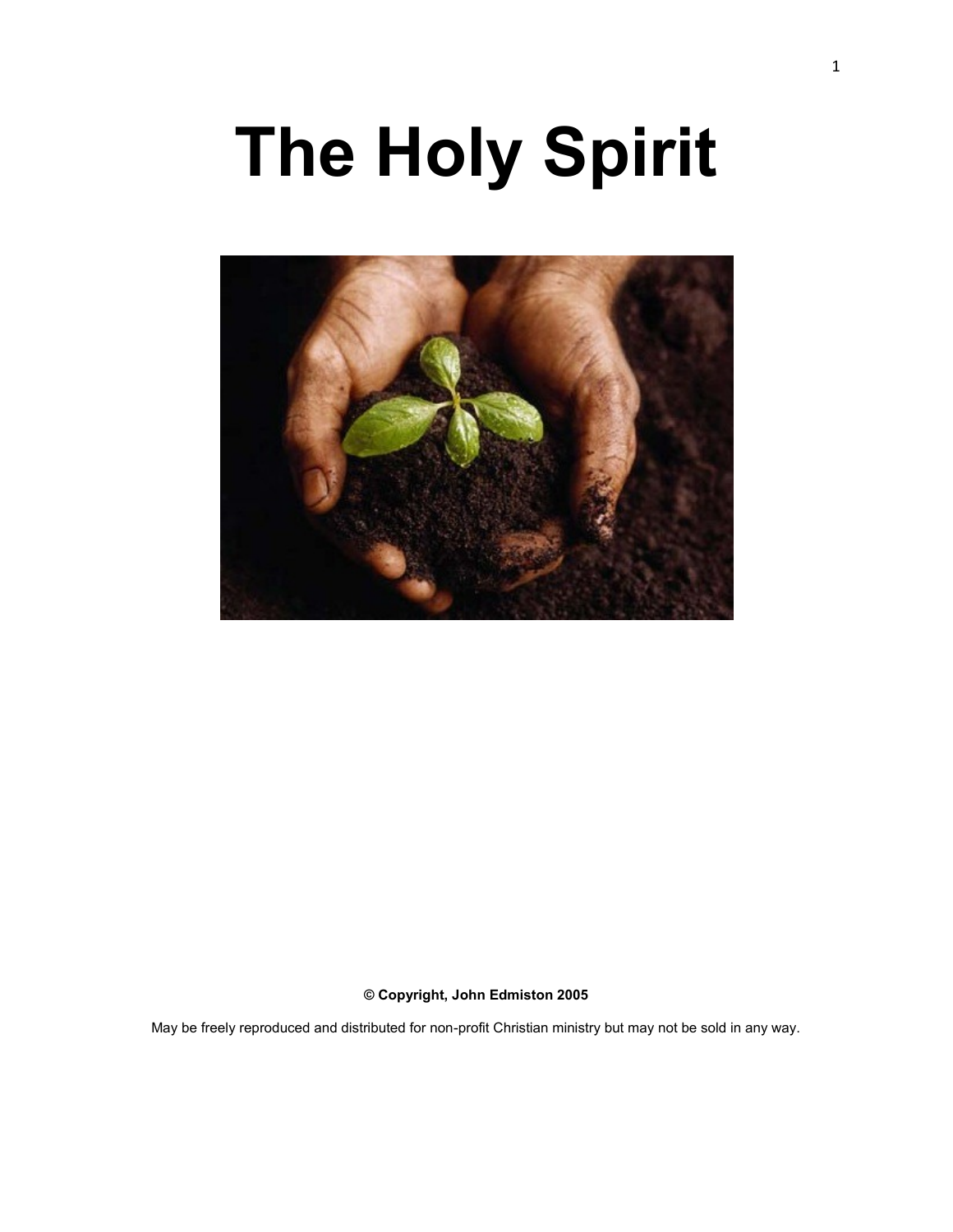# The Holy Spirit

**© Copyright, John Edmiston 2005**

May be freely reproduced and distributed for non-profit Christian ministry but may not be sold in any way.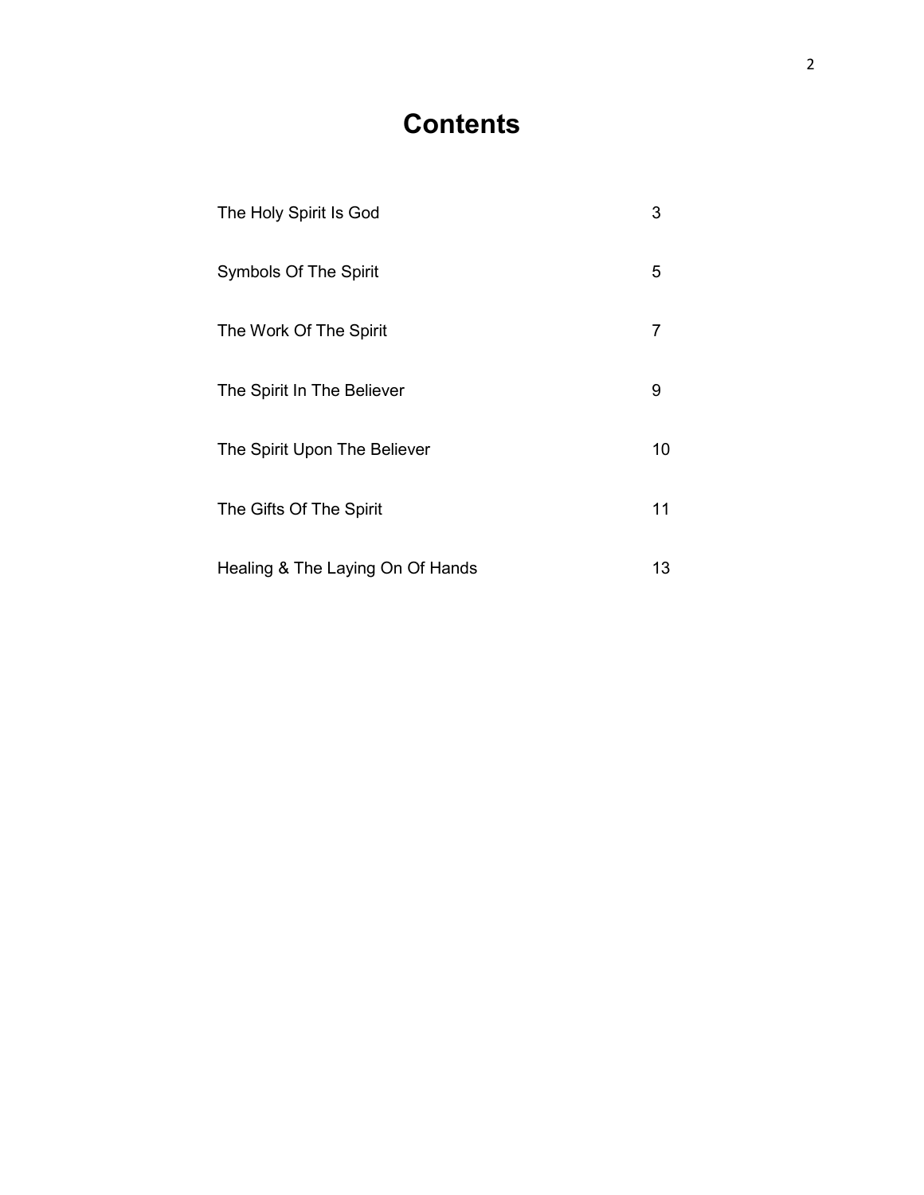# Contents

| | |
|---|---|
| The Holy Spirit Is God | 3 |
| Symbols Of The Spirit | 5 |
| The Work Of The Spirit | 7 |
| The Spirit In The Believer | 9 |
| The Spirit Upon The Believer | 10 |
| The Gifts Of The Spirit | 11 |
| Healing & The Laying On Of Hands | 13 |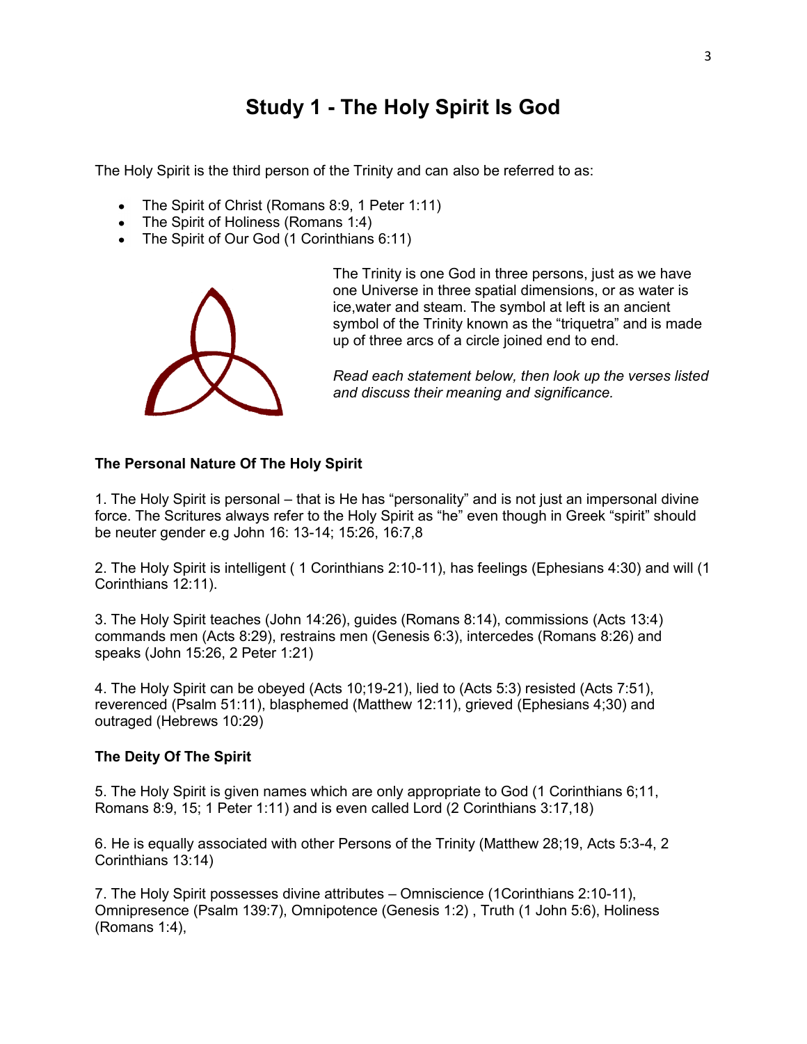# Study 1 - The Holy Spirit Is God

The Holy Spirit is the third person of the Trinity and can also be referred to as:

- The Spirit of Christ (Romans 8:9, 1 Peter 1:11)
- The Spirit of Holiness (Romans 1:4)
- The Spirit of Our God (1 Corinthians 6:11)

The Trinity is one God in three persons, just as we have one Universe in three spatial dimensions, or as water is ice,water and steam. The symbol at left is an ancient symbol of the Trinity known as the "triquetra" and is made up of three arcs of a circle joined end to end.

*Read each statement below, then look up the verses listed and discuss their meaning and significance.*

**The Personal Nature Of The Holy Spirit**

1. The Holy Spirit is personal – that is He has "personality" and is not just an impersonal divine force. The Scritures always refer to the Holy Spirit as "he" even though in Greek "spirit" should be neuter gender e.g John 16: 13-14; 15:26, 16:7,8

2. The Holy Spirit is intelligent ( 1 Corinthians 2:10-11), has feelings (Ephesians 4:30) and will (1 Corinthians 12:11).

3. The Holy Spirit teaches (John 14:26), guides (Romans 8:14), commissions (Acts 13:4) commands men (Acts 8:29), restrains men (Genesis 6:3), intercedes (Romans 8:26) and speaks (John 15:26, 2 Peter 1:21)

4. The Holy Spirit can be obeyed (Acts 10;19-21), lied to (Acts 5:3) resisted (Acts 7:51), reverenced (Psalm 51:11), blasphemed (Matthew 12:11), grieved (Ephesians 4;30) and outraged (Hebrews 10:29)

**The Deity Of The Spirit**

5. The Holy Spirit is given names which are only appropriate to God (1 Corinthians 6;11, Romans 8:9, 15; 1 Peter 1:11) and is even called Lord (2 Corinthians 3:17,18)

6. He is equally associated with other Persons of the Trinity (Matthew 28;19, Acts 5:3-4, 2 Corinthians 13:14)

7. The Holy Spirit possesses divine attributes – Omniscience (1Corinthians 2:10-11), Omnipresence (Psalm 139:7), Omnipotence (Genesis 1:2) , Truth (1 John 5:6), Holiness (Romans 1:4),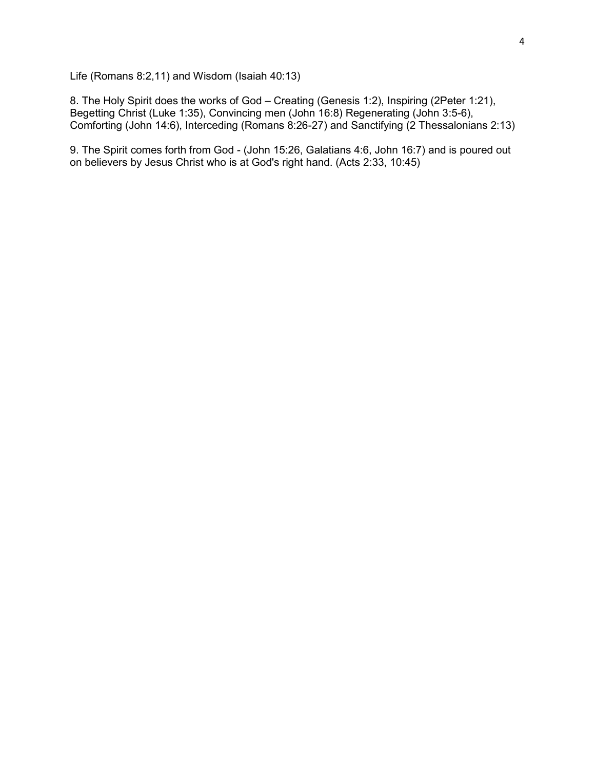Life (Romans 8:2,11) and Wisdom (Isaiah 40:13)

8. The Holy Spirit does the works of God – Creating (Genesis 1:2), Inspiring (2Peter 1:21), Begetting Christ (Luke 1:35), Convincing men (John 16:8) Regenerating (John 3:5-6), Comforting (John 14:6), Interceding (Romans 8:26-27) and Sanctifying (2 Thessalonians 2:13)

9. The Spirit comes forth from God - (John 15:26, Galatians 4:6, John 16:7) and is poured out on believers by Jesus Christ who is at God's right hand. (Acts 2:33, 10:45)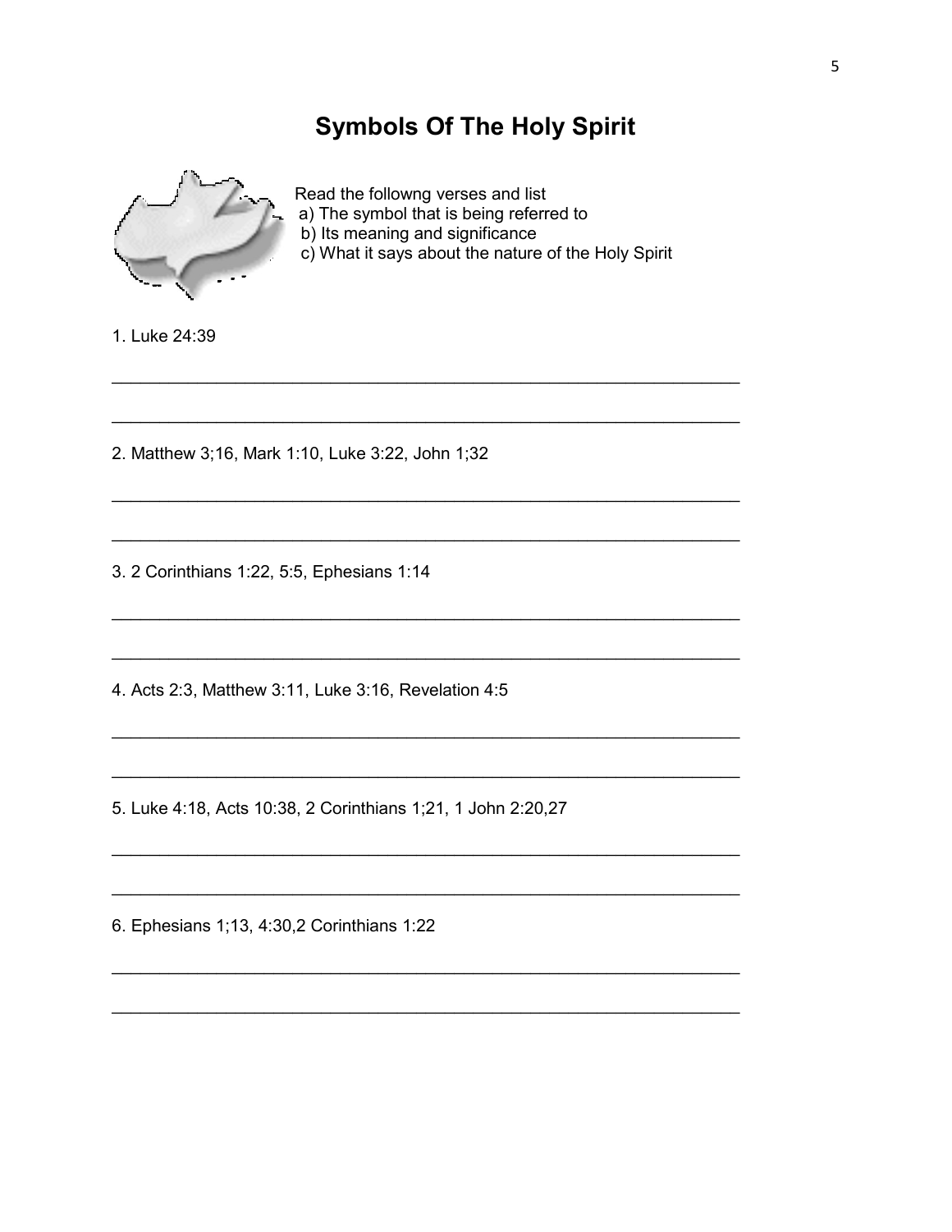# Symbols Of The Holy Spirit

Read the followng verses and list
a) The symbol that is being referred to
b) Its meaning and significance
c) What it says about the nature of the Holy Spirit

1. Luke 24:39

_______________________________________________________________

_______________________________________________________________

2. Matthew 3;16, Mark 1:10, Luke 3:22, John 1;32

_______________________________________________________________

_______________________________________________________________

3. 2 Corinthians 1:22, 5:5, Ephesians 1:14

_______________________________________________________________

_______________________________________________________________

4. Acts 2:3, Matthew 3:11, Luke 3:16, Revelation 4:5

_______________________________________________________________

_______________________________________________________________

5. Luke 4:18, Acts 10:38, 2 Corinthians 1;21, 1 John 2:20,27

_______________________________________________________________

_______________________________________________________________

6. Ephesians 1;13, 4:30,2 Corinthians 1:22

_______________________________________________________________

_______________________________________________________________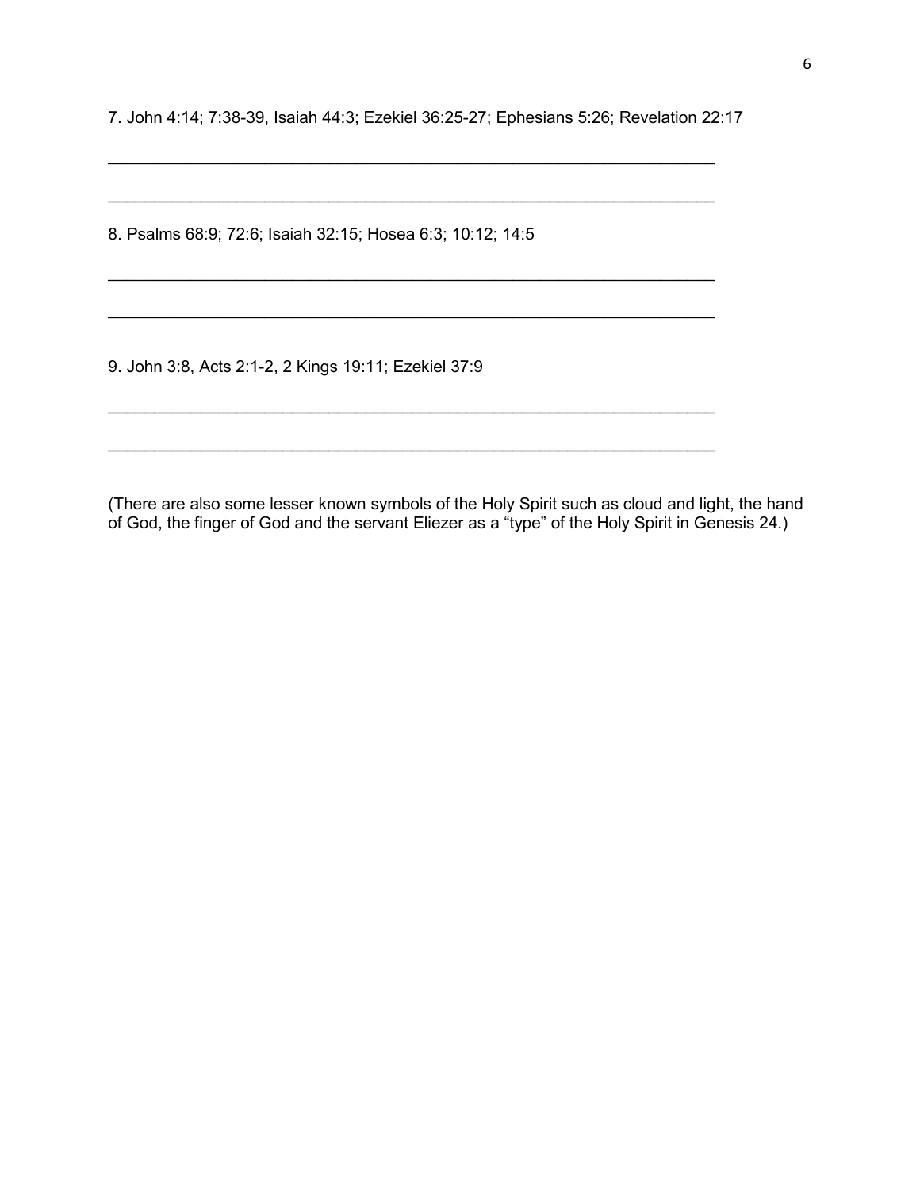7. John 4:14; 7:38-39, Isaiah 44:3; Ezekiel 36:25-27; Ephesians 5:26; Revelation 22:17

_____________________________________________________________________

_____________________________________________________________________

8. Psalms 68:9; 72:6; Isaiah 32:15; Hosea 6:3; 10:12; 14:5

_____________________________________________________________________

_____________________________________________________________________

9. John 3:8, Acts 2:1-2, 2 Kings 19:11; Ezekiel 37:9

_____________________________________________________________________

_____________________________________________________________________

(There are also some lesser known symbols of the Holy Spirit such as cloud and light, the hand of God, the finger of God and the servant Eliezer as a "type" of the Holy Spirit in Genesis 24.)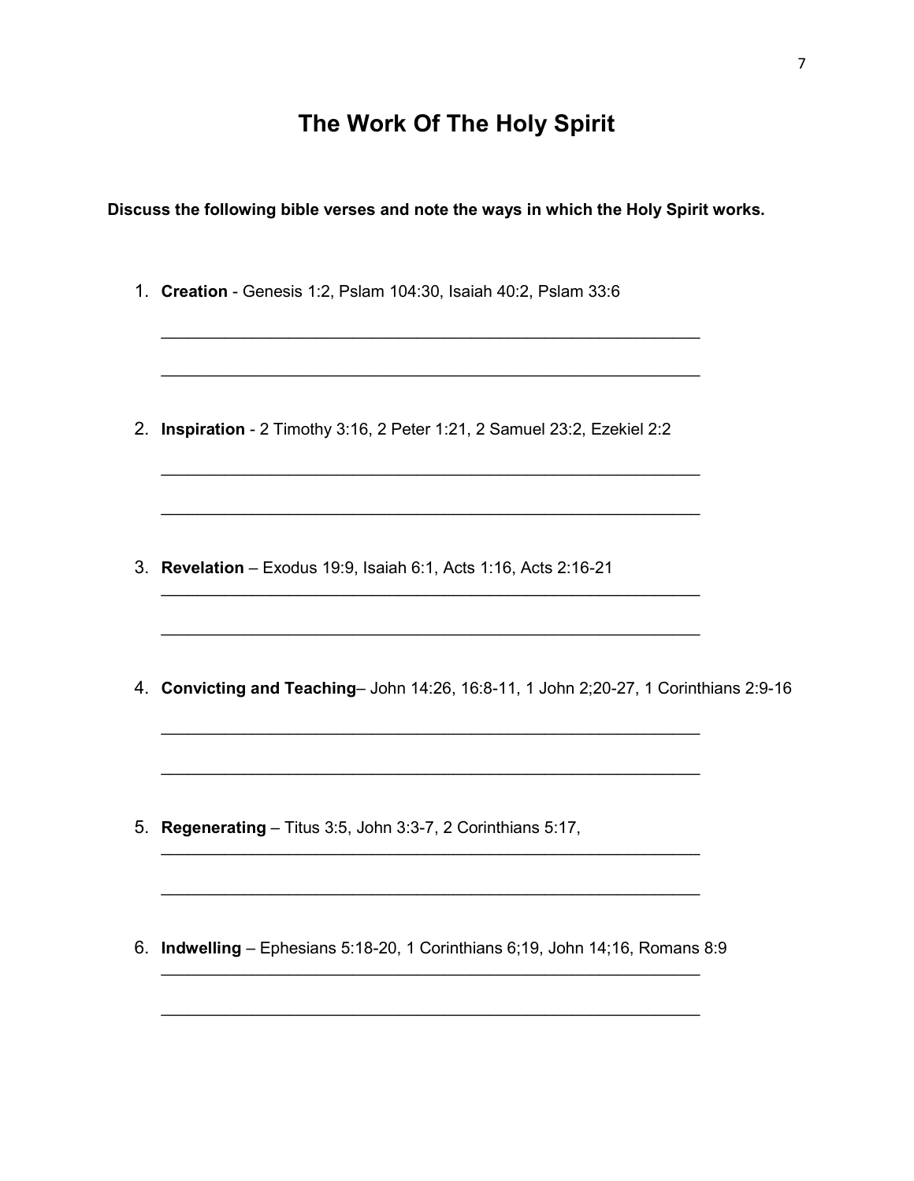# The Work Of The Holy Spirit

**Discuss the following bible verses and note the ways in which the Holy Spirit works.**

1. **Creation** - Genesis 1:2, Pslam 104:30, Isaiah 40:2, Pslam 33:6

   ___________________________________________________________

   ___________________________________________________________

2. **Inspiration** - 2 Timothy 3:16, 2 Peter 1:21, 2 Samuel 23:2, Ezekiel 2:2

   ___________________________________________________________

   ___________________________________________________________

3. **Revelation** – Exodus 19:9, Isaiah 6:1, Acts 1:16, Acts 2:16-21

   ___________________________________________________________

   ___________________________________________________________

4. **Convicting and Teaching**– John 14:26, 16:8-11, 1 John 2;20-27, 1 Corinthians 2:9-16

   ___________________________________________________________

   ___________________________________________________________

5. **Regenerating** – Titus 3:5, John 3:3-7, 2 Corinthians 5:17,

   ___________________________________________________________

   ___________________________________________________________

6. **Indwelling** – Ephesians 5:18-20, 1 Corinthians 6;19, John 14;16, Romans 8:9

   ___________________________________________________________

   ___________________________________________________________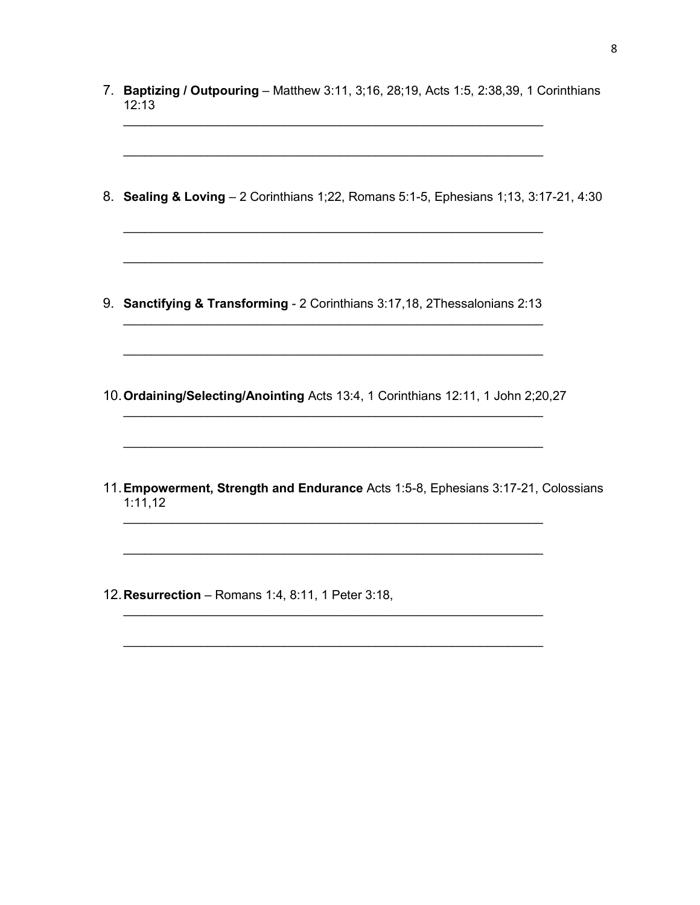7. **Baptizing / Outpouring** – Matthew 3:11, 3;16, 28;19, Acts 1:5, 2:38,39, 1 Corinthians 12:13

   ____________________________________________________________

   ____________________________________________________________

8. **Sealing & Loving** – 2 Corinthians 1;22, Romans 5:1-5, Ephesians 1;13, 3:17-21, 4:30

   ____________________________________________________________

   ____________________________________________________________

9. **Sanctifying & Transforming** - 2 Corinthians 3:17,18, 2Thessalonians 2:13

   ____________________________________________________________

   ____________________________________________________________

10. **Ordaining/Selecting/Anointing** Acts 13:4, 1 Corinthians 12:11, 1 John 2;20,27

    ____________________________________________________________

    ____________________________________________________________

11. **Empowerment, Strength and Endurance** Acts 1:5-8, Ephesians 3:17-21, Colossians 1:11,12

    ____________________________________________________________

    ____________________________________________________________

12. **Resurrection** – Romans 1:4, 8:11, 1 Peter 3:18,

    ____________________________________________________________

    ____________________________________________________________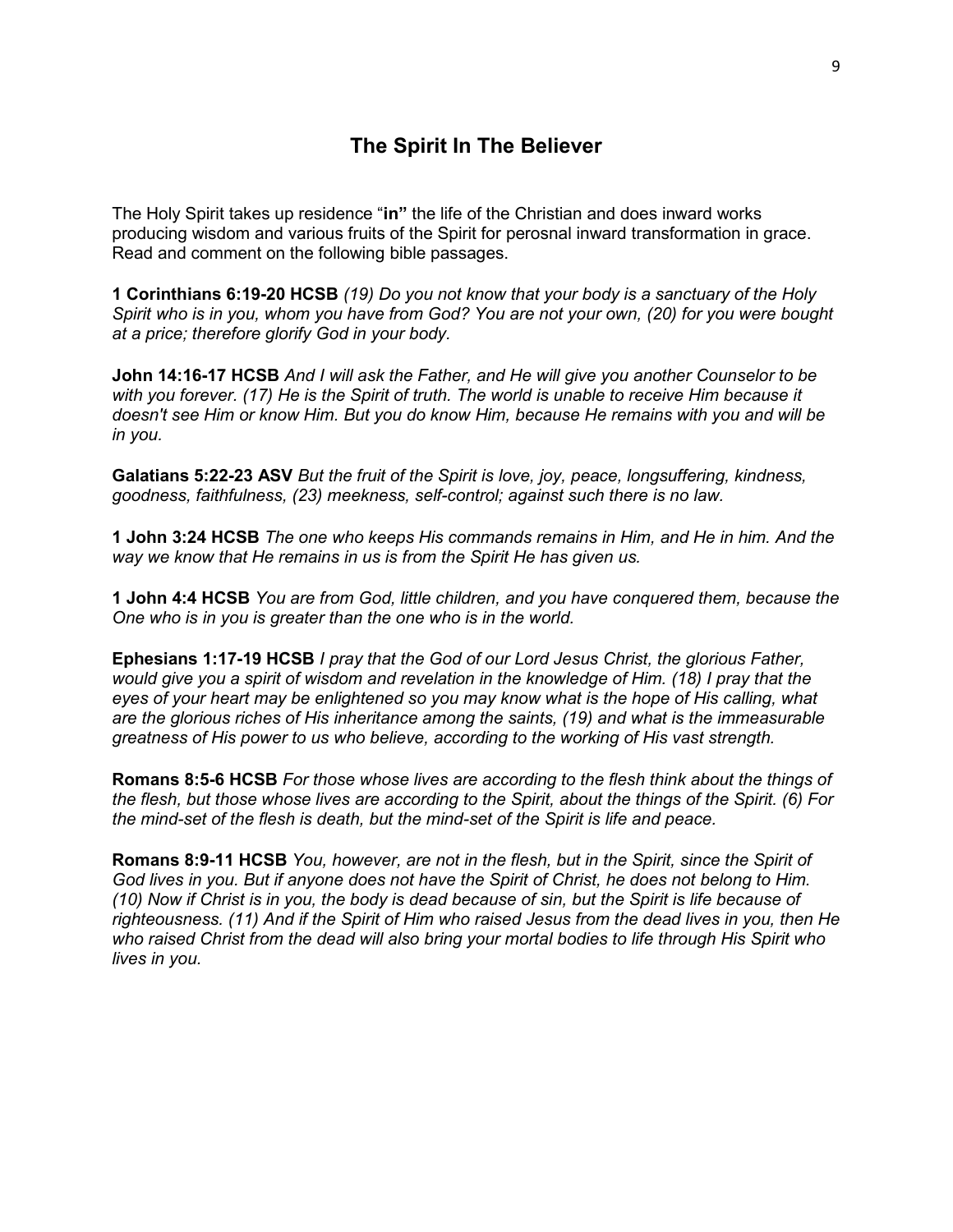## The Spirit In The Believer

The Holy Spirit takes up residence "**in"** the life of the Christian and does inward works producing wisdom and various fruits of the Spirit for perosnal inward transformation in grace. Read and comment on the following bible passages.

**1 Corinthians 6:19-20 HCSB** *(19) Do you not know that your body is a sanctuary of the Holy Spirit who is in you, whom you have from God? You are not your own, (20) for you were bought at a price; therefore glorify God in your body.*

**John 14:16-17 HCSB** *And I will ask the Father, and He will give you another Counselor to be with you forever. (17) He is the Spirit of truth. The world is unable to receive Him because it doesn't see Him or know Him. But you do know Him, because He remains with you and will be in you.*

**Galatians 5:22-23 ASV** *But the fruit of the Spirit is love, joy, peace, longsuffering, kindness, goodness, faithfulness, (23) meekness, self-control; against such there is no law.*

**1 John 3:24 HCSB** *The one who keeps His commands remains in Him, and He in him. And the way we know that He remains in us is from the Spirit He has given us.*

**1 John 4:4 HCSB** *You are from God, little children, and you have conquered them, because the One who is in you is greater than the one who is in the world.*

**Ephesians 1:17-19 HCSB** *I pray that the God of our Lord Jesus Christ, the glorious Father, would give you a spirit of wisdom and revelation in the knowledge of Him. (18) I pray that the eyes of your heart may be enlightened so you may know what is the hope of His calling, what are the glorious riches of His inheritance among the saints, (19) and what is the immeasurable greatness of His power to us who believe, according to the working of His vast strength.*

**Romans 8:5-6 HCSB** *For those whose lives are according to the flesh think about the things of the flesh, but those whose lives are according to the Spirit, about the things of the Spirit. (6) For the mind-set of the flesh is death, but the mind-set of the Spirit is life and peace.*

**Romans 8:9-11 HCSB** *You, however, are not in the flesh, but in the Spirit, since the Spirit of God lives in you. But if anyone does not have the Spirit of Christ, he does not belong to Him. (10) Now if Christ is in you, the body is dead because of sin, but the Spirit is life because of righteousness. (11) And if the Spirit of Him who raised Jesus from the dead lives in you, then He who raised Christ from the dead will also bring your mortal bodies to life through His Spirit who lives in you.*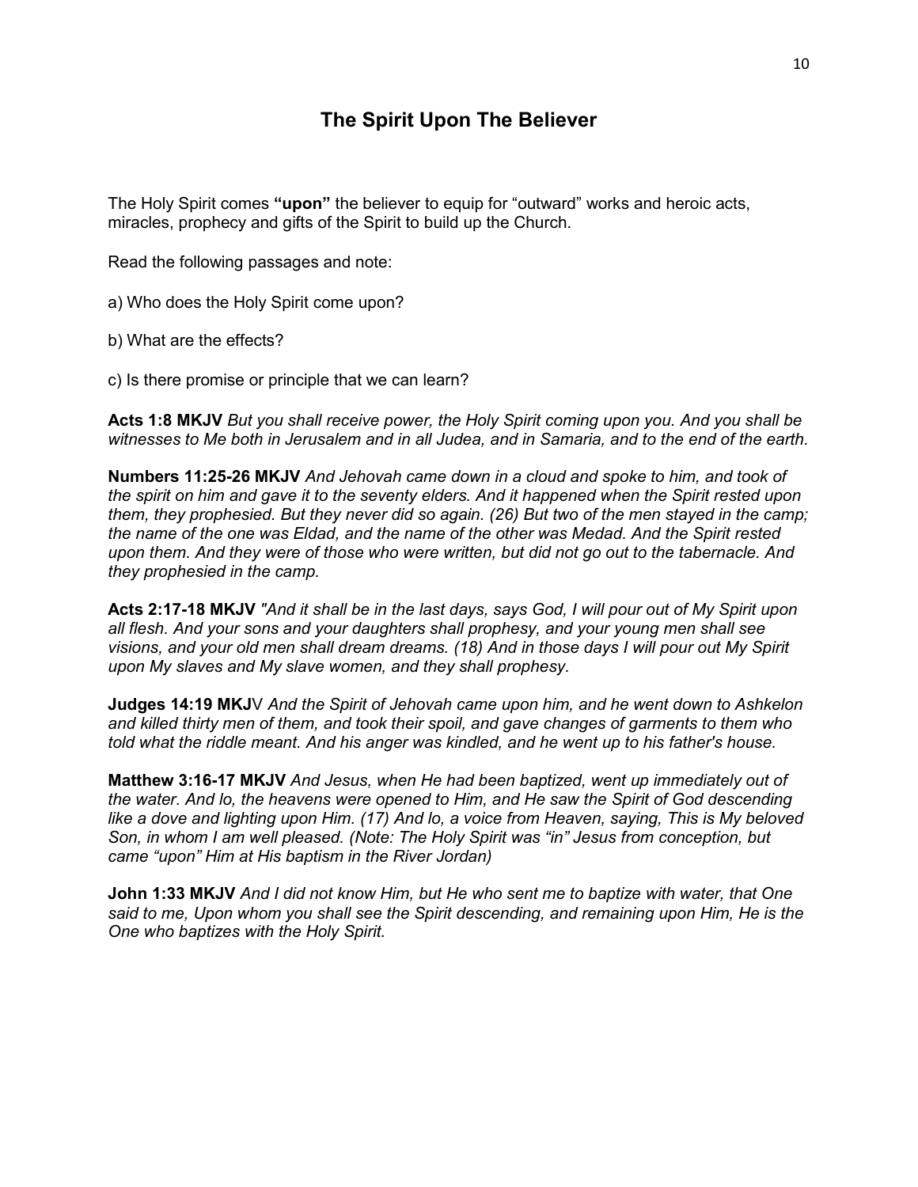# The Spirit Upon The Believer

The Holy Spirit comes **"upon"** the believer to equip for "outward" works and heroic acts, miracles, prophecy and gifts of the Spirit to build up the Church.

Read the following passages and note:

a) Who does the Holy Spirit come upon?

b) What are the effects?

c) Is there promise or principle that we can learn?

**Acts 1:8 MKJV** *But you shall receive power, the Holy Spirit coming upon you. And you shall be witnesses to Me both in Jerusalem and in all Judea, and in Samaria, and to the end of the earth.*

**Numbers 11:25-26 MKJV** *And Jehovah came down in a cloud and spoke to him, and took of the spirit on him and gave it to the seventy elders. And it happened when the Spirit rested upon them, they prophesied. But they never did so again. (26) But two of the men stayed in the camp; the name of the one was Eldad, and the name of the other was Medad. And the Spirit rested upon them. And they were of those who were written, but did not go out to the tabernacle. And they prophesied in the camp.*

**Acts 2:17-18 MKJV** *"And it shall be in the last days, says God, I will pour out of My Spirit upon all flesh. And your sons and your daughters shall prophesy, and your young men shall see visions, and your old men shall dream dreams. (18) And in those days I will pour out My Spirit upon My slaves and My slave women, and they shall prophesy.*

**Judges 14:19 MKJ**V *And the Spirit of Jehovah came upon him, and he went down to Ashkelon and killed thirty men of them, and took their spoil, and gave changes of garments to them who told what the riddle meant. And his anger was kindled, and he went up to his father's house.*

**Matthew 3:16-17 MKJV** *And Jesus, when He had been baptized, went up immediately out of the water. And lo, the heavens were opened to Him, and He saw the Spirit of God descending like a dove and lighting upon Him. (17) And lo, a voice from Heaven, saying, This is My beloved Son, in whom I am well pleased. (Note: The Holy Spirit was "in" Jesus from conception, but came "upon" Him at His baptism in the River Jordan)*

**John 1:33 MKJV** *And I did not know Him, but He who sent me to baptize with water, that One said to me, Upon whom you shall see the Spirit descending, and remaining upon Him, He is the One who baptizes with the Holy Spirit.*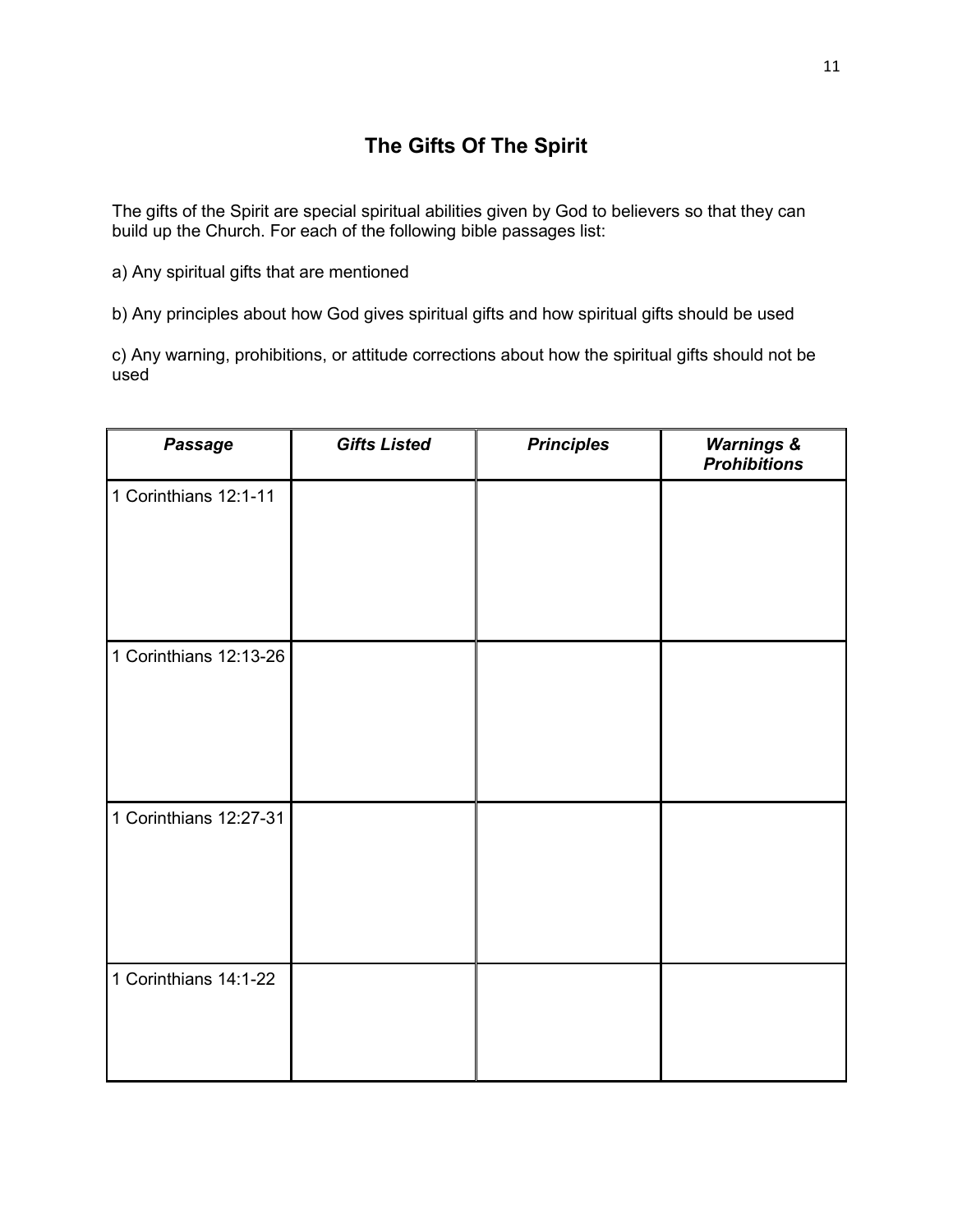# The Gifts Of The Spirit

The gifts of the Spirit are special spiritual abilities given by God to believers so that they can build up the Church. For each of the following bible passages list:

a) Any spiritual gifts that are mentioned

b) Any principles about how God gives spiritual gifts and how spiritual gifts should be used

c) Any warning, prohibitions, or attitude corrections about how the spiritual gifts should not be used

| *Passage* | *Gifts Listed* | *Principles* | *Warnings & Prohibitions* |
|---|---|---|---|
| 1 Corinthians 12:1-11 | | | |
| 1 Corinthians 12:13-26 | | | |
| 1 Corinthians 12:27-31 | | | |
| 1 Corinthians 14:1-22 | | | |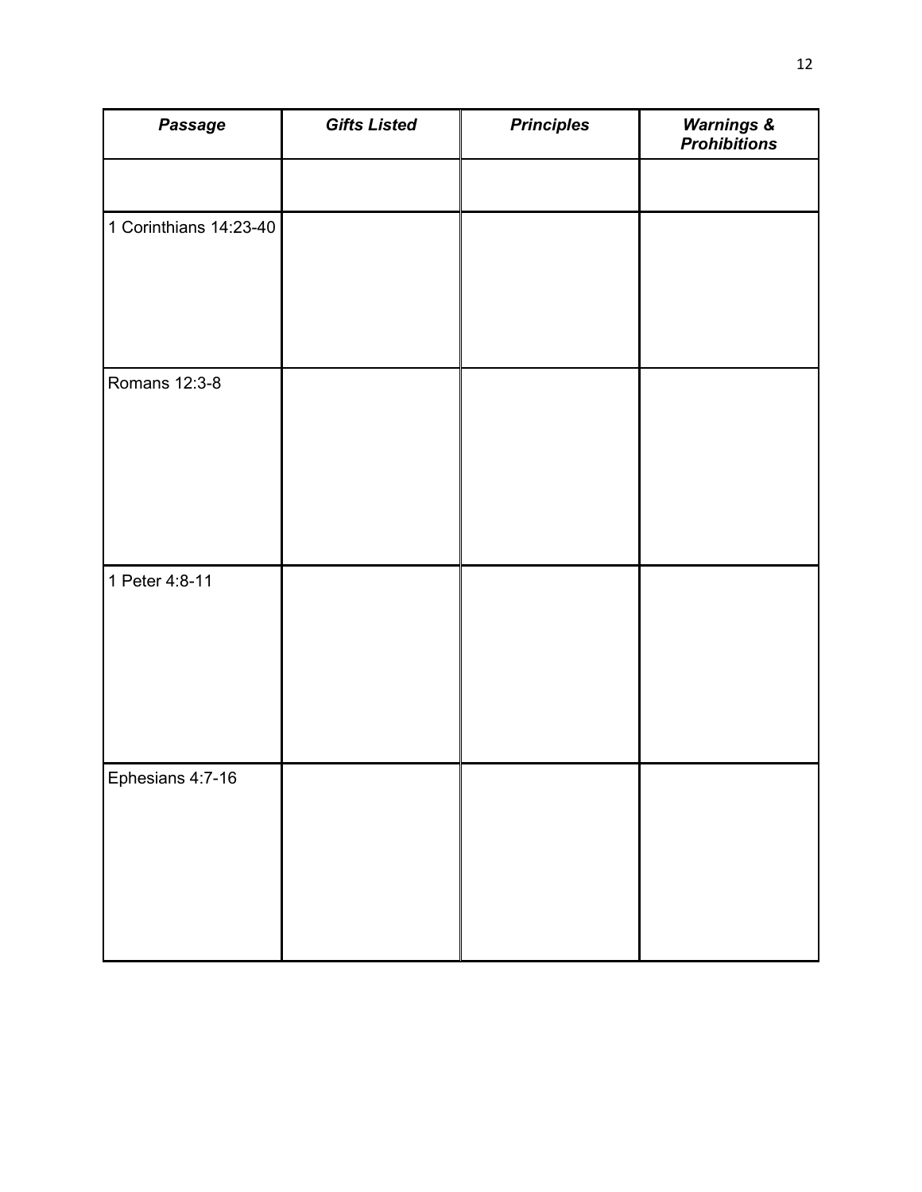| ***Passage*** | ***Gifts Listed*** | ***Principles*** | ***Warnings & Prohibitions*** |
|---|---|---|---|
| | | | |
| 1 Corinthians 14:23-40 | | | |
| Romans 12:3-8 | | | |
| 1 Peter 4:8-11 | | | |
| Ephesians 4:7-16 | | | |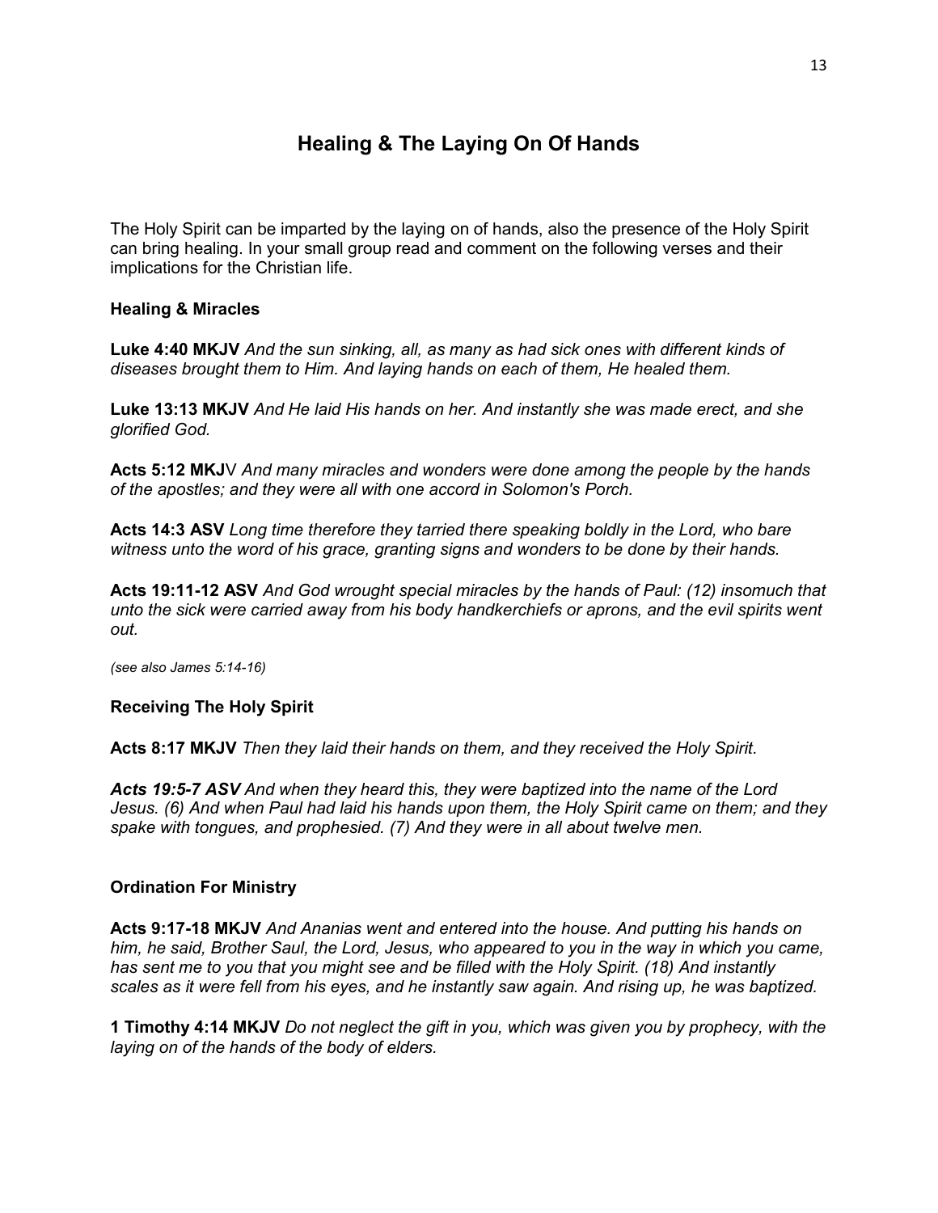# Healing & The Laying On Of Hands

The Holy Spirit can be imparted by the laying on of hands, also the presence of the Holy Spirit can bring healing. In your small group read and comment on the following verses and their implications for the Christian life.

### Healing & Miracles

**Luke 4:40 MKJV** *And the sun sinking, all, as many as had sick ones with different kinds of diseases brought them to Him. And laying hands on each of them, He healed them.*

**Luke 13:13 MKJV** *And He laid His hands on her. And instantly she was made erect, and she glorified God.*

**Acts 5:12 MKJ**V *And many miracles and wonders were done among the people by the hands of the apostles; and they were all with one accord in Solomon's Porch.*

**Acts 14:3 ASV** *Long time therefore they tarried there speaking boldly in the Lord, who bare witness unto the word of his grace, granting signs and wonders to be done by their hands.*

**Acts 19:11-12 ASV** *And God wrought special miracles by the hands of Paul: (12) insomuch that unto the sick were carried away from his body handkerchiefs or aprons, and the evil spirits went out.*

*(see also James 5:14-16)*

### Receiving The Holy Spirit

**Acts 8:17 MKJV** *Then they laid their hands on them, and they received the Holy Spirit.*

***Acts 19:5-7 ASV*** *And when they heard this, they were baptized into the name of the Lord Jesus. (6) And when Paul had laid his hands upon them, the Holy Spirit came on them; and they spake with tongues, and prophesied. (7) And they were in all about twelve men.*

### Ordination For Ministry

**Acts 9:17-18 MKJV** *And Ananias went and entered into the house. And putting his hands on him, he said, Brother Saul, the Lord, Jesus, who appeared to you in the way in which you came, has sent me to you that you might see and be filled with the Holy Spirit. (18) And instantly scales as it were fell from his eyes, and he instantly saw again. And rising up, he was baptized.*

**1 Timothy 4:14 MKJV** *Do not neglect the gift in you, which was given you by prophecy, with the laying on of the hands of the body of elders.*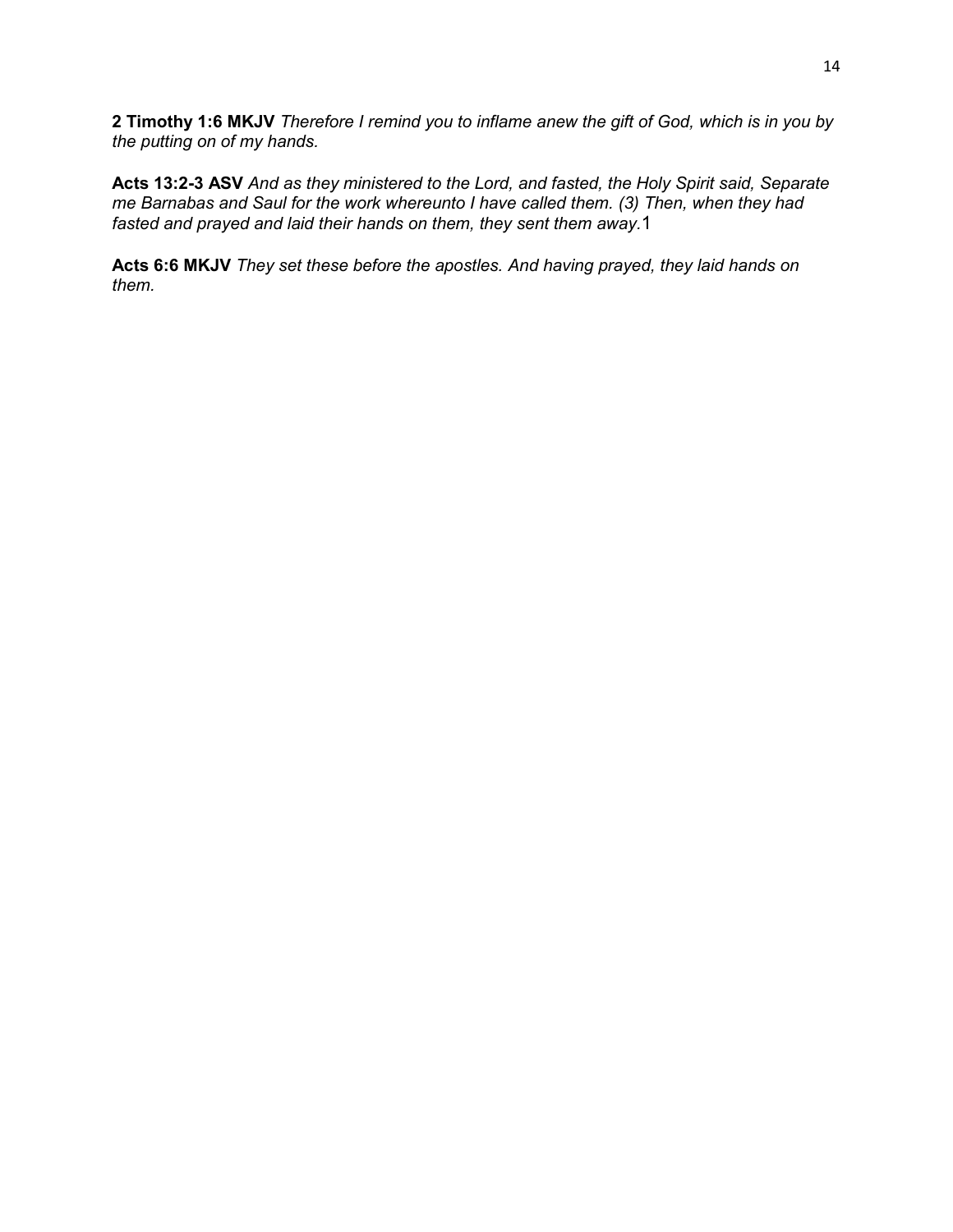**2 Timothy 1:6 MKJV** *Therefore I remind you to inflame anew the gift of God, which is in you by the putting on of my hands.*

**Acts 13:2-3 ASV** *And as they ministered to the Lord, and fasted, the Holy Spirit said, Separate me Barnabas and Saul for the work whereunto I have called them. (3) Then, when they had fasted and prayed and laid their hands on them, they sent them away.*1

**Acts 6:6 MKJV** *They set these before the apostles. And having prayed, they laid hands on them.*